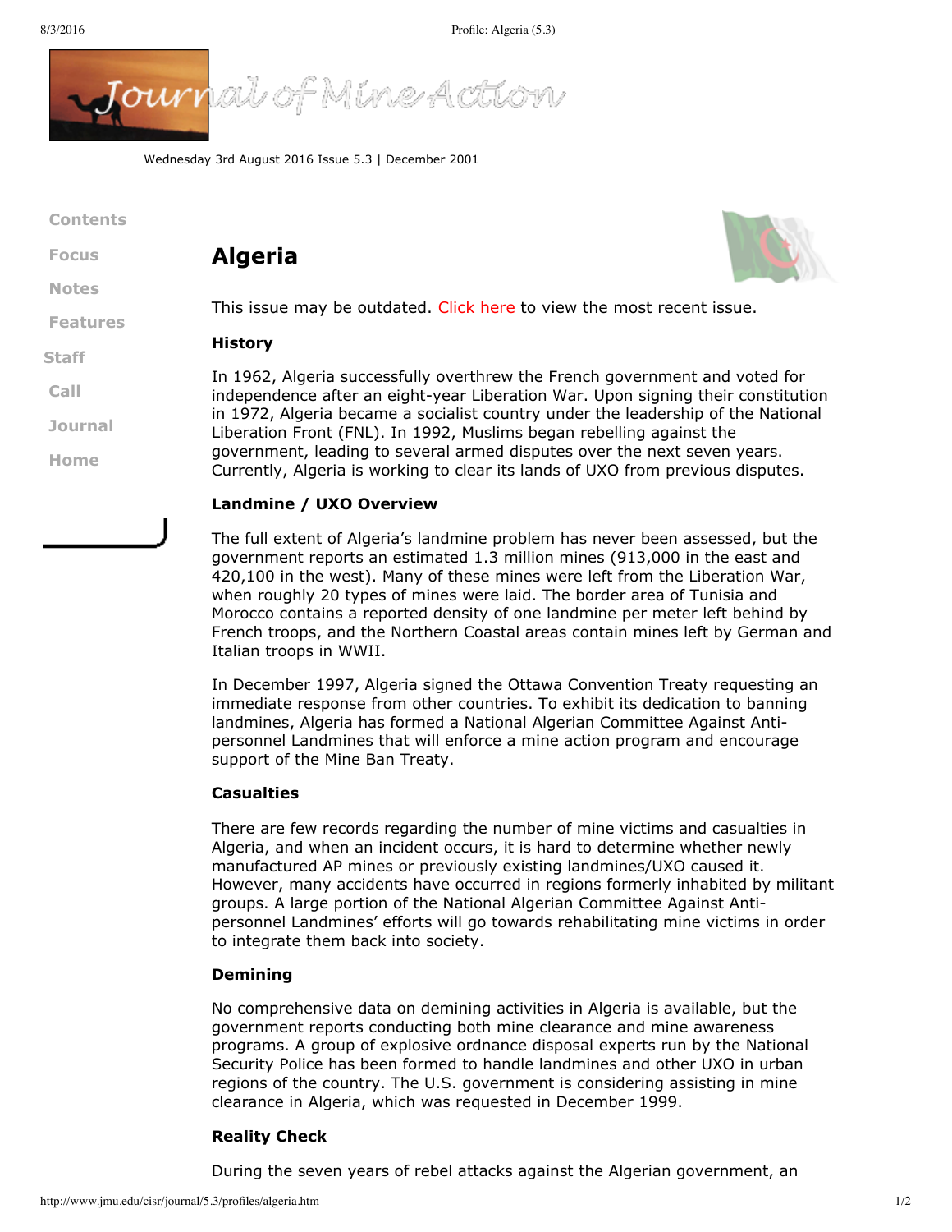Wednesday 3rd August 2016 Issue 5.3 | December 2001

Contents

Focus

Notes

Features

Staff

Call

Journal

Home

# Algeria

This issue may be outdated. Click here to view the most recent issue.

### History

In 1962, Algeria successfully overthrew the French government and voted for independence after an eight-year Liberation War. Upon signing their constitution in 1972, Algeria became a socialist country under the leadership of the National Liberation Front (FNL). In 1992, Muslims began rebelling against the government, leading to several armed disputes over the next seven years. Currently, Algeria is working to clear its lands of UXO from previous disputes.

### Landmine / UXO Overview

The full extent of Algeria's landmine problem has never been assessed, but the government reports an estimated 1.3 million mines (913,000 in the east and 420,100 in the west). Many of these mines were left from the Liberation War, when roughly 20 types of mines were laid. The border area of Tunisia and Morocco contains a reported density of one landmine per meter left behind by French troops, and the Northern Coastal areas contain mines left by German and Italian troops in WWII.

In December 1997, Algeria signed the Ottawa Convention Treaty requesting an immediate response from other countries. To exhibit its dedication to banning landmines, Algeria has formed a National Algerian Committee Against Anti-personnel Landmines that will enforce a mine action program and encourage support of the Mine Ban Treaty.

### Casualties

There are few records regarding the number of mine victims and casualties in Algeria, and when an incident occurs, it is hard to determine whether newly manufactured AP mines or previously existing landmines/UXO caused it. However, many accidents have occurred in regions formerly inhabited by militant groups. A large portion of the National Algerian Committee Against Anti-personnel Landmines' efforts will go towards rehabilitating mine victims in order to integrate them back into society.

### Demining

No comprehensive data on demining activities in Algeria is available, but the government reports conducting both mine clearance and mine awareness programs. A group of explosive ordnance disposal experts run by the National Security Police has been formed to handle landmines and other UXO in urban regions of the country. The U.S. government is considering assisting in mine clearance in Algeria, which was requested in December 1999.

### Reality Check

During the seven years of rebel attacks against the Algerian government, an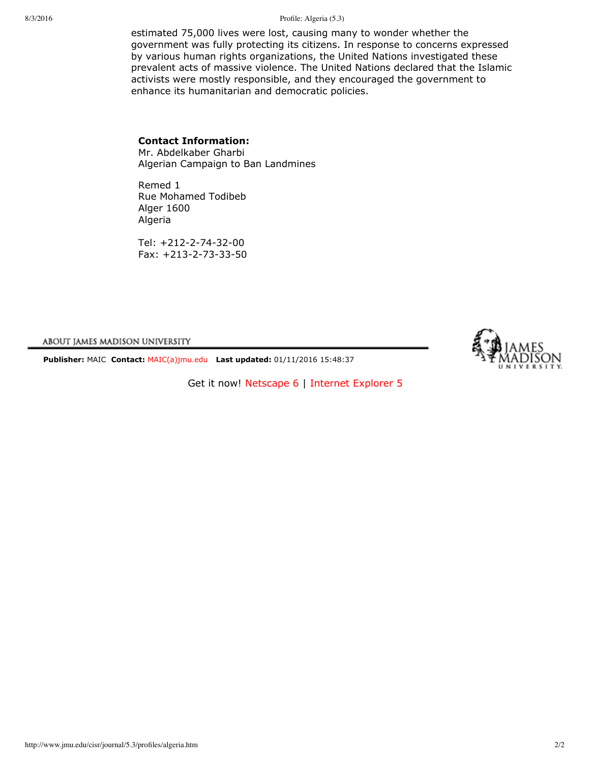estimated 75,000 lives were lost, causing many to wonder whether the government was fully protecting its citizens. In response to concerns expressed by various human rights organizations, the United Nations investigated these prevalent acts of massive violence. The United Nations declared that the Islamic activists were mostly responsible, and they encouraged the government to enhance its humanitarian and democratic policies.

**Contact Information:**
Mr. Abdelkaber Gharbi
Algerian Campaign to Ban Landmines

Remed 1
Rue Mohamed Todibeb
Alger 1600
Algeria

Tel: +212-2-74-32-00
Fax: +213-2-73-33-50

ABOUT JAMES MADISON UNIVERSITY

**Publisher:** MAIC **Contact:** MAIC(a)jmu.edu **Last updated:** 01/11/2016 15:48:37

Get it now! Netscape 6 | Internet Explorer 5